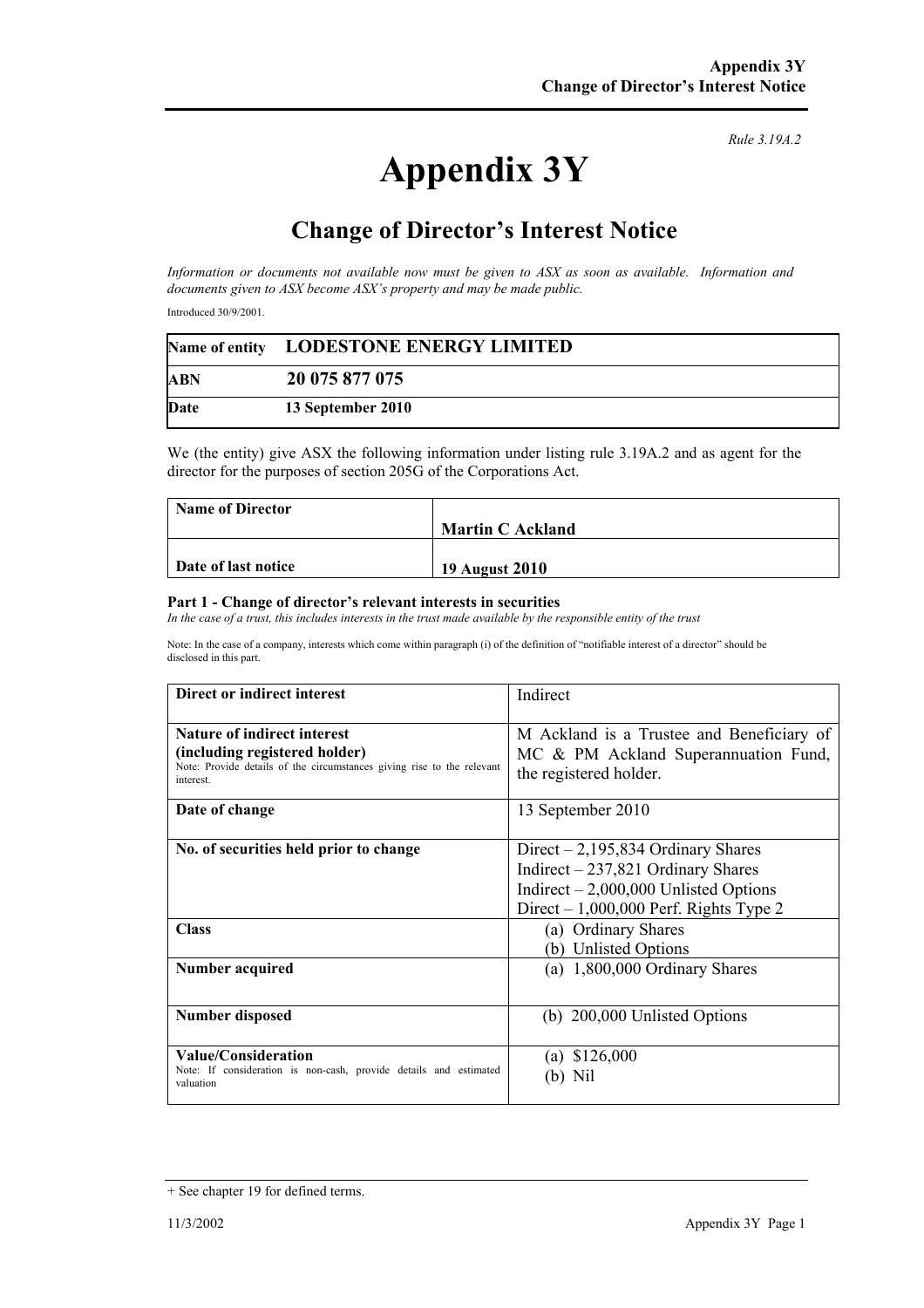*Rule 3.19A.2*

# Appendix 3Y

## Change of Director's Interest Notice

*Information or documents not available now must be given to ASX as soon as available. Information and documents given to ASX become ASX's property and may be made public.*

Introduced 30/9/2001.

| | |
|---|---|
| **Name of entity** | **LODESTONE ENERGY LIMITED** |
| **ABN** | **20 075 877 075** |
| **Date** | **13 September 2010** |

We (the entity) give ASX the following information under listing rule 3.19A.2 and as agent for the director for the purposes of section 205G of the Corporations Act.

| | |
|---|---|
| **Name of Director** | **Martin C Ackland** |
| **Date of last notice** | **19 August 2010** |

**Part 1 - Change of director's relevant interests in securities**

*In the case of a trust, this includes interests in the trust made available by the responsible entity of the trust*

Note: In the case of a company, interests which come within paragraph (i) of the definition of "notifiable interest of a director" should be disclosed in this part.

| | |
|---|---|
| **Direct or indirect interest** | Indirect |
| **Nature of indirect interest (including registered holder)**<br>Note: Provide details of the circumstances giving rise to the relevant interest. | M Ackland is a Trustee and Beneficiary of MC & PM Ackland Superannuation Fund, the registered holder. |
| **Date of change** | 13 September 2010 |
| **No. of securities held prior to change** | Direct – 2,195,834 Ordinary Shares<br>Indirect – 237,821 Ordinary Shares<br>Indirect – 2,000,000 Unlisted Options<br>Direct – 1,000,000 Perf. Rights Type 2 |
| **Class** | (a) Ordinary Shares<br>(b) Unlisted Options |
| **Number acquired** | (a) 1,800,000 Ordinary Shares |
| **Number disposed** | (b) 200,000 Unlisted Options |
| **Value/Consideration**<br>Note: If consideration is non-cash, provide details and estimated valuation | (a) $126,000<br>(b) Nil |

+ See chapter 19 for defined terms.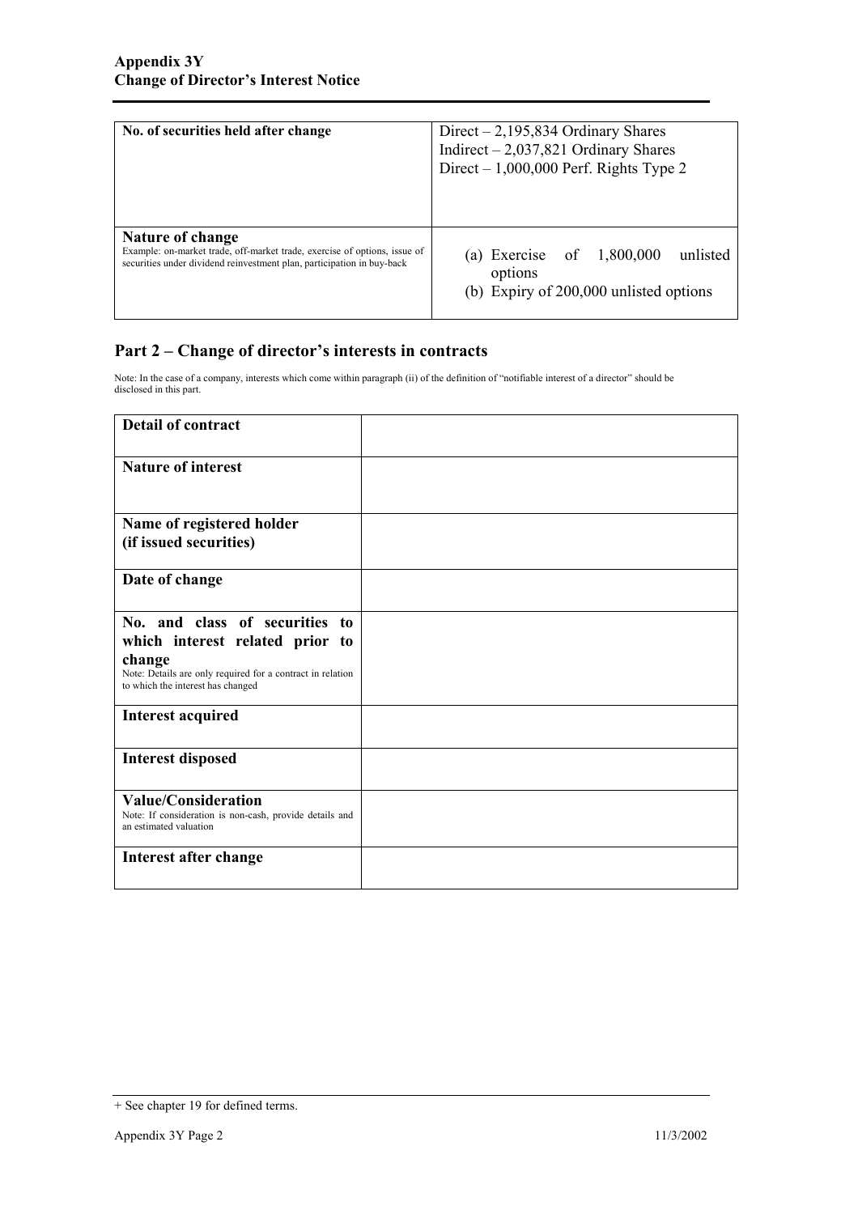| | |
|---|---|
| **No. of securities held after change** | Direct – 2,195,834 Ordinary Shares<br>Indirect – 2,037,821 Ordinary Shares<br>Direct – 1,000,000 Perf. Rights Type 2 |
| **Nature of change**<br>Example: on-market trade, off-market trade, exercise of options, issue of securities under dividend reinvestment plan, participation in buy-back | (a) Exercise of 1,800,000 unlisted options<br>(b) Expiry of 200,000 unlisted options |

## Part 2 – Change of director's interests in contracts

Note: In the case of a company, interests which come within paragraph (ii) of the definition of "notifiable interest of a director" should be disclosed in this part.

| | |
|---|---|
| **Detail of contract** | |
| **Nature of interest** | |
| **Name of registered holder (if issued securities)** | |
| **Date of change** | |
| **No. and class of securities to which interest related prior to change**<br>Note: Details are only required for a contract in relation to which the interest has changed | |
| **Interest acquired** | |
| **Interest disposed** | |
| **Value/Consideration**<br>Note: If consideration is non-cash, provide details and an estimated valuation | |
| **Interest after change** | |

+ See chapter 19 for defined terms.